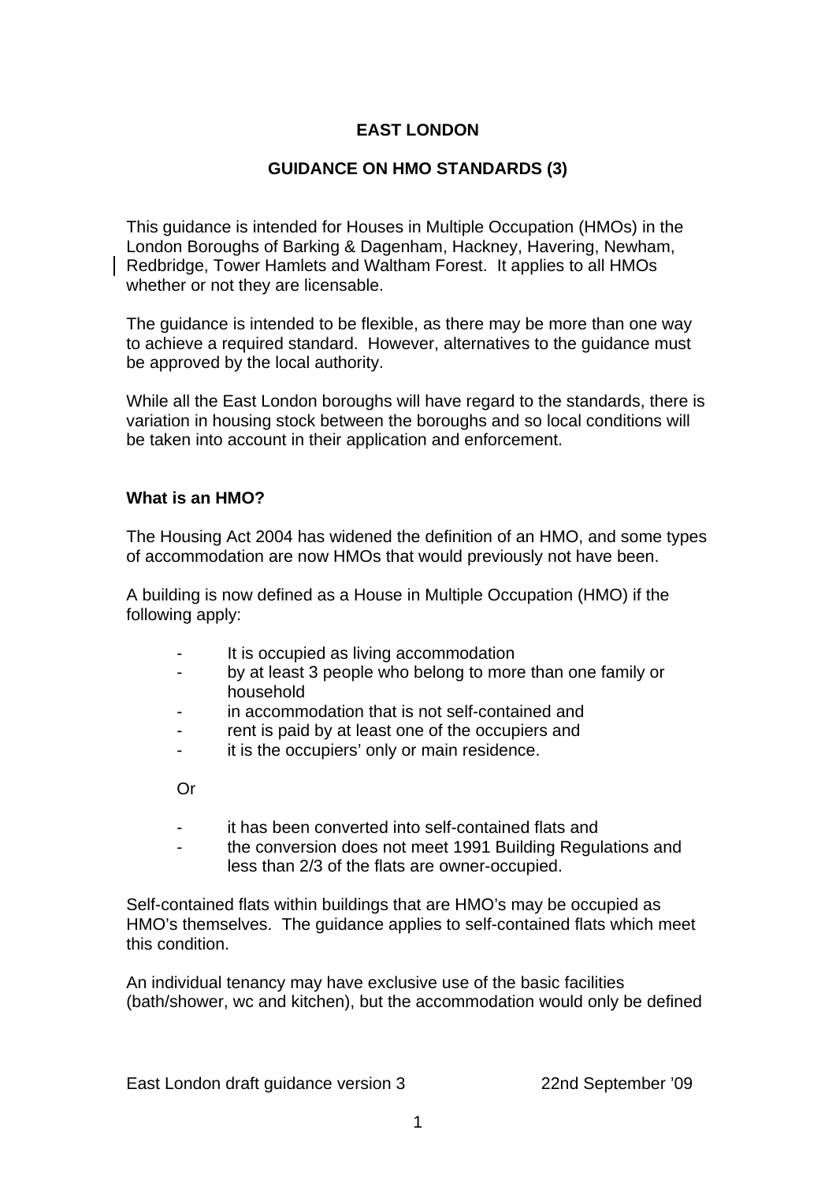# EAST LONDON

## GUIDANCE ON HMO STANDARDS (3)

This guidance is intended for Houses in Multiple Occupation (HMOs) in the London Boroughs of Barking & Dagenham, Hackney, Havering, Newham, Redbridge, Tower Hamlets and Waltham Forest. It applies to all HMOs whether or not they are licensable.

The guidance is intended to be flexible, as there may be more than one way to achieve a required standard. However, alternatives to the guidance must be approved by the local authority.

While all the East London boroughs will have regard to the standards, there is variation in housing stock between the boroughs and so local conditions will be taken into account in their application and enforcement.

### What is an HMO?

The Housing Act 2004 has widened the definition of an HMO, and some types of accommodation are now HMOs that would previously not have been.

A building is now defined as a House in Multiple Occupation (HMO) if the following apply:

- It is occupied as living accommodation
- by at least 3 people who belong to more than one family or household
- in accommodation that is not self-contained and
- rent is paid by at least one of the occupiers and
- it is the occupiers' only or main residence.

Or

- it has been converted into self-contained flats and
- the conversion does not meet 1991 Building Regulations and less than 2/3 of the flats are owner-occupied.

Self-contained flats within buildings that are HMO's may be occupied as HMO's themselves. The guidance applies to self-contained flats which meet this condition.

An individual tenancy may have exclusive use of the basic facilities (bath/shower, wc and kitchen), but the accommodation would only be defined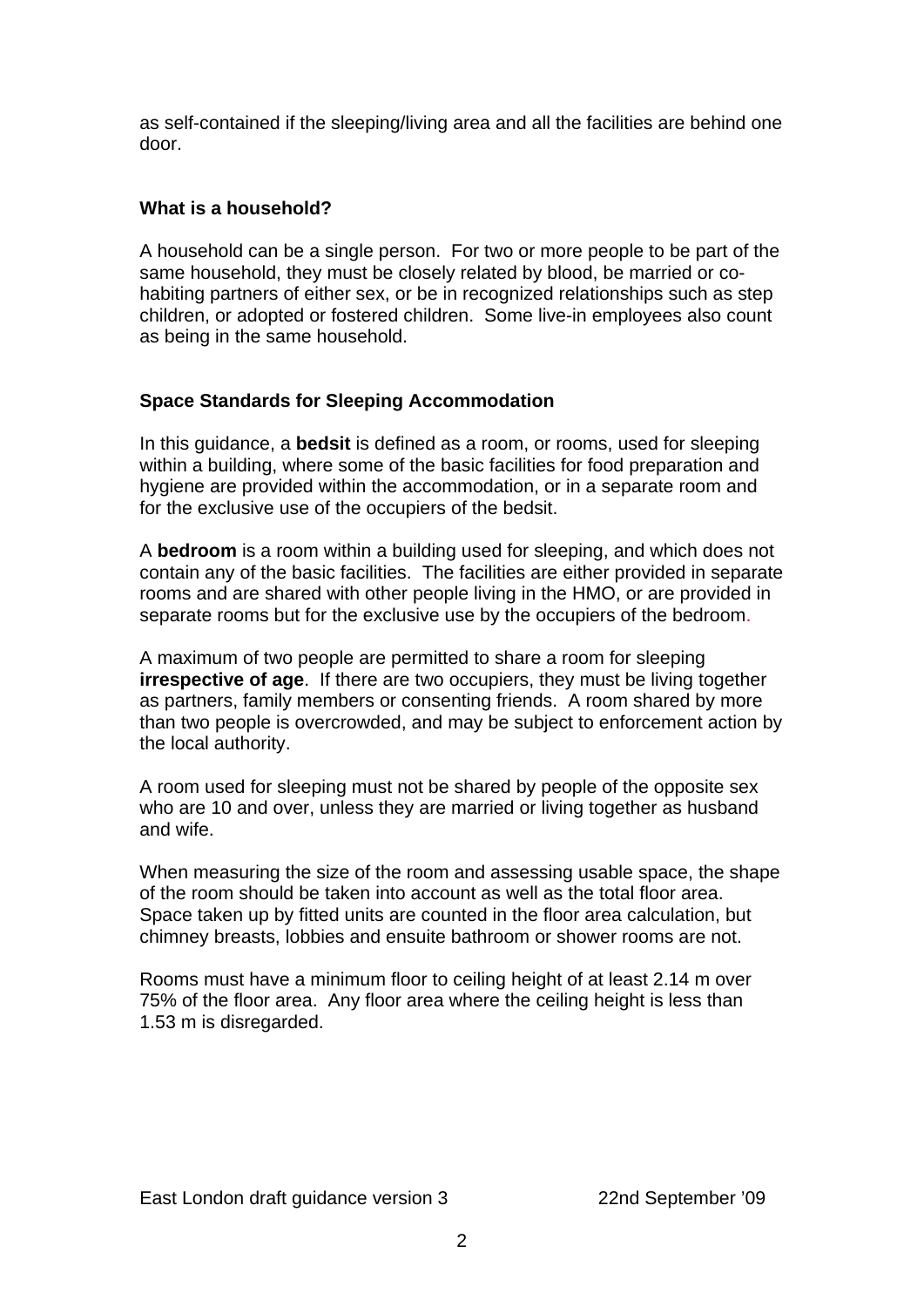as self-contained if the sleeping/living area and all the facilities are behind one door.

### What is a household?

A household can be a single person. For two or more people to be part of the same household, they must be closely related by blood, be married or co-habiting partners of either sex, or be in recognized relationships such as step children, or adopted or fostered children. Some live-in employees also count as being in the same household.

### Space Standards for Sleeping Accommodation

In this guidance, a **bedsit** is defined as a room, or rooms, used for sleeping within a building, where some of the basic facilities for food preparation and hygiene are provided within the accommodation, or in a separate room and for the exclusive use of the occupiers of the bedsit.

A **bedroom** is a room within a building used for sleeping, and which does not contain any of the basic facilities. The facilities are either provided in separate rooms and are shared with other people living in the HMO, or are provided in separate rooms but for the exclusive use by the occupiers of the bedroom.

A maximum of two people are permitted to share a room for sleeping **irrespective of age**. If there are two occupiers, they must be living together as partners, family members or consenting friends. A room shared by more than two people is overcrowded, and may be subject to enforcement action by the local authority.

A room used for sleeping must not be shared by people of the opposite sex who are 10 and over, unless they are married or living together as husband and wife.

When measuring the size of the room and assessing usable space, the shape of the room should be taken into account as well as the total floor area. Space taken up by fitted units are counted in the floor area calculation, but chimney breasts, lobbies and ensuite bathroom or shower rooms are not.

Rooms must have a minimum floor to ceiling height of at least 2.14 m over 75% of the floor area. Any floor area where the ceiling height is less than 1.53 m is disregarded.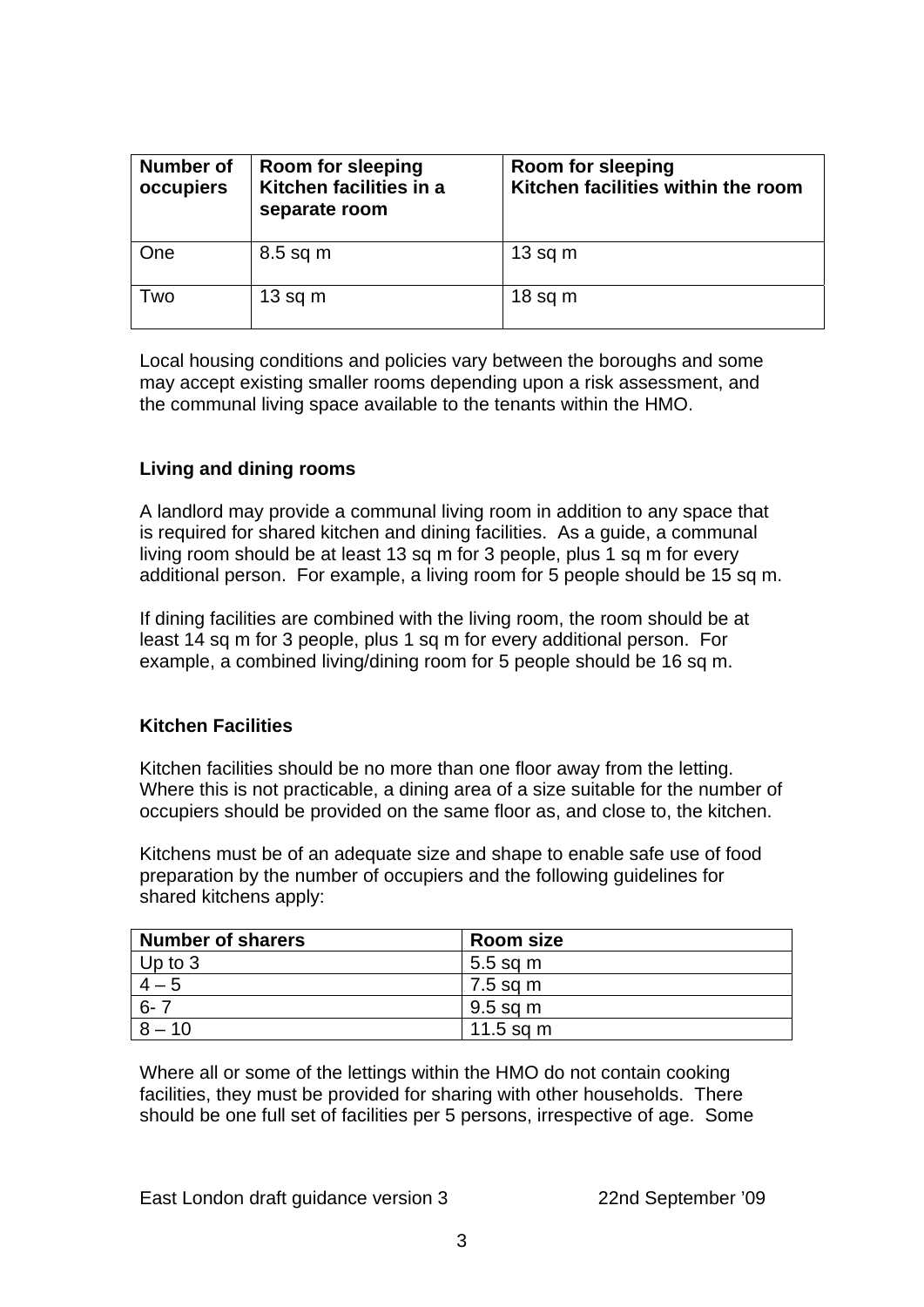| Number of occupiers | Room for sleeping Kitchen facilities in a separate room | Room for sleeping Kitchen facilities within the room |
|---|---|---|
| One | 8.5 sq m | 13 sq m |
| Two | 13 sq m | 18 sq m |

Local housing conditions and policies vary between the boroughs and some may accept existing smaller rooms depending upon a risk assessment, and the communal living space available to the tenants within the HMO.

### Living and dining rooms

A landlord may provide a communal living room in addition to any space that is required for shared kitchen and dining facilities. As a guide, a communal living room should be at least 13 sq m for 3 people, plus 1 sq m for every additional person. For example, a living room for 5 people should be 15 sq m.

If dining facilities are combined with the living room, the room should be at least 14 sq m for 3 people, plus 1 sq m for every additional person. For example, a combined living/dining room for 5 people should be 16 sq m.

### Kitchen Facilities

Kitchen facilities should be no more than one floor away from the letting. Where this is not practicable, a dining area of a size suitable for the number of occupiers should be provided on the same floor as, and close to, the kitchen.

Kitchens must be of an adequate size and shape to enable safe use of food preparation by the number of occupiers and the following guidelines for shared kitchens apply:

| Number of sharers | Room size |
|---|---|
| Up to 3 | 5.5 sq m |
| 4 – 5 | 7.5 sq m |
| 6- 7 | 9.5 sq m |
| 8 – 10 | 11.5 sq m |

Where all or some of the lettings within the HMO do not contain cooking facilities, they must be provided for sharing with other households. There should be one full set of facilities per 5 persons, irrespective of age. Some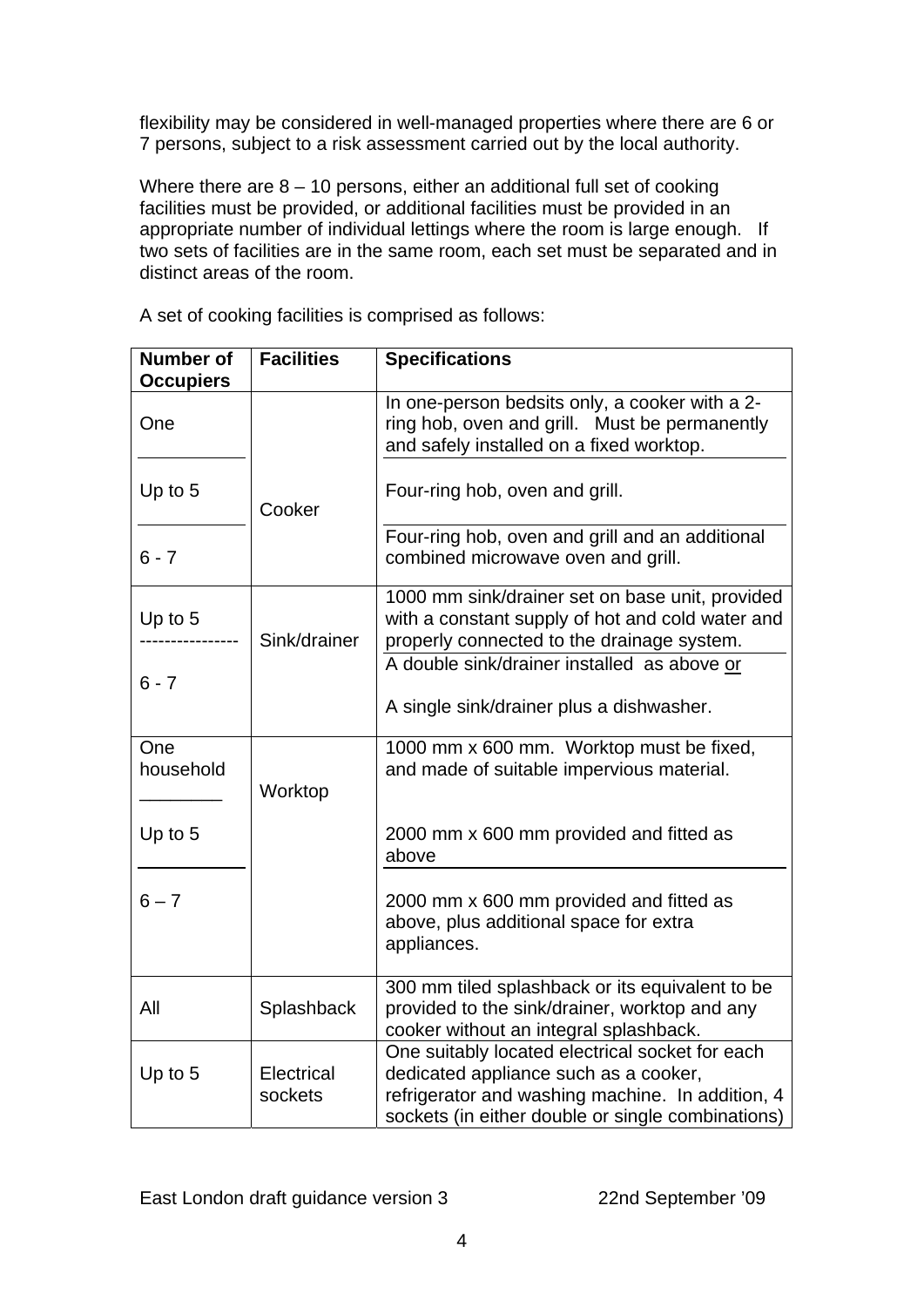flexibility may be considered in well-managed properties where there are 6 or 7 persons, subject to a risk assessment carried out by the local authority.

Where there are 8 – 10 persons, either an additional full set of cooking facilities must be provided, or additional facilities must be provided in an appropriate number of individual lettings where the room is large enough. If two sets of facilities are in the same room, each set must be separated and in distinct areas of the room.

A set of cooking facilities is comprised as follows:

| Number of Occupiers | Facilities | Specifications |
|---|---|---|
| One | Cooker | In one-person bedsits only, a cooker with a 2-ring hob, oven and grill. Must be permanently and safely installed on a fixed worktop. |
| Up to 5 | Cooker | Four-ring hob, oven and grill. |
| 6 - 7 | Cooker | Four-ring hob, oven and grill and an additional combined microwave oven and grill. |
| Up to 5 | Sink/drainer | 1000 mm sink/drainer set on base unit, provided with a constant supply of hot and cold water and properly connected to the drainage system. |
| 6 - 7 | Sink/drainer | A double sink/drainer installed as above <u>or</u><br><br>A single sink/drainer plus a dishwasher. |
| One household | Worktop | 1000 mm x 600 mm. Worktop must be fixed, and made of suitable impervious material. |
| Up to 5 | Worktop | 2000 mm x 600 mm provided and fitted as above |
| 6 – 7 | Worktop | 2000 mm x 600 mm provided and fitted as above, plus additional space for extra appliances. |
| All | Splashback | 300 mm tiled splashback or its equivalent to be provided to the sink/drainer, worktop and any cooker without an integral splashback. |
| Up to 5 | Electrical sockets | One suitably located electrical socket for each dedicated appliance such as a cooker, refrigerator and washing machine. In addition, 4 sockets (in either double or single combinations) |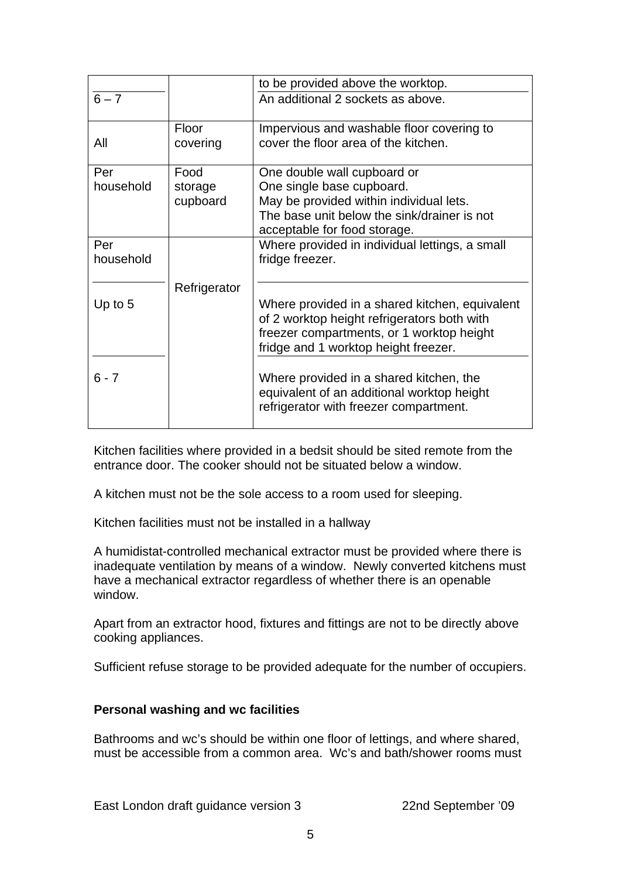| | | |
|---|---|---|
| | | to be provided above the worktop. |
| 6 – 7 | | An additional 2 sockets as above. |
| All | Floor covering | Impervious and washable floor covering to cover the floor area of the kitchen. |
| Per household | Food storage cupboard | One double wall cupboard or One single base cupboard. May be provided within individual lets. The base unit below the sink/drainer is not acceptable for food storage. |
| Per household | Refrigerator | Where provided in individual lettings, a small fridge freezer. |
| Up to 5 | | Where provided in a shared kitchen, equivalent of 2 worktop height refrigerators both with freezer compartments, or 1 worktop height fridge and 1 worktop height freezer. |
| 6 - 7 | | Where provided in a shared kitchen, the equivalent of an additional worktop height refrigerator with freezer compartment. |

Kitchen facilities where provided in a bedsit should be sited remote from the entrance door. The cooker should not be situated below a window.

A kitchen must not be the sole access to a room used for sleeping.

Kitchen facilities must not be installed in a hallway

A humidistat-controlled mechanical extractor must be provided where there is inadequate ventilation by means of a window. Newly converted kitchens must have a mechanical extractor regardless of whether there is an openable window.

Apart from an extractor hood, fixtures and fittings are not to be directly above cooking appliances.

Sufficient refuse storage to be provided adequate for the number of occupiers.

**Personal washing and wc facilities**

Bathrooms and wc's should be within one floor of lettings, and where shared, must be accessible from a common area. Wc's and bath/shower rooms must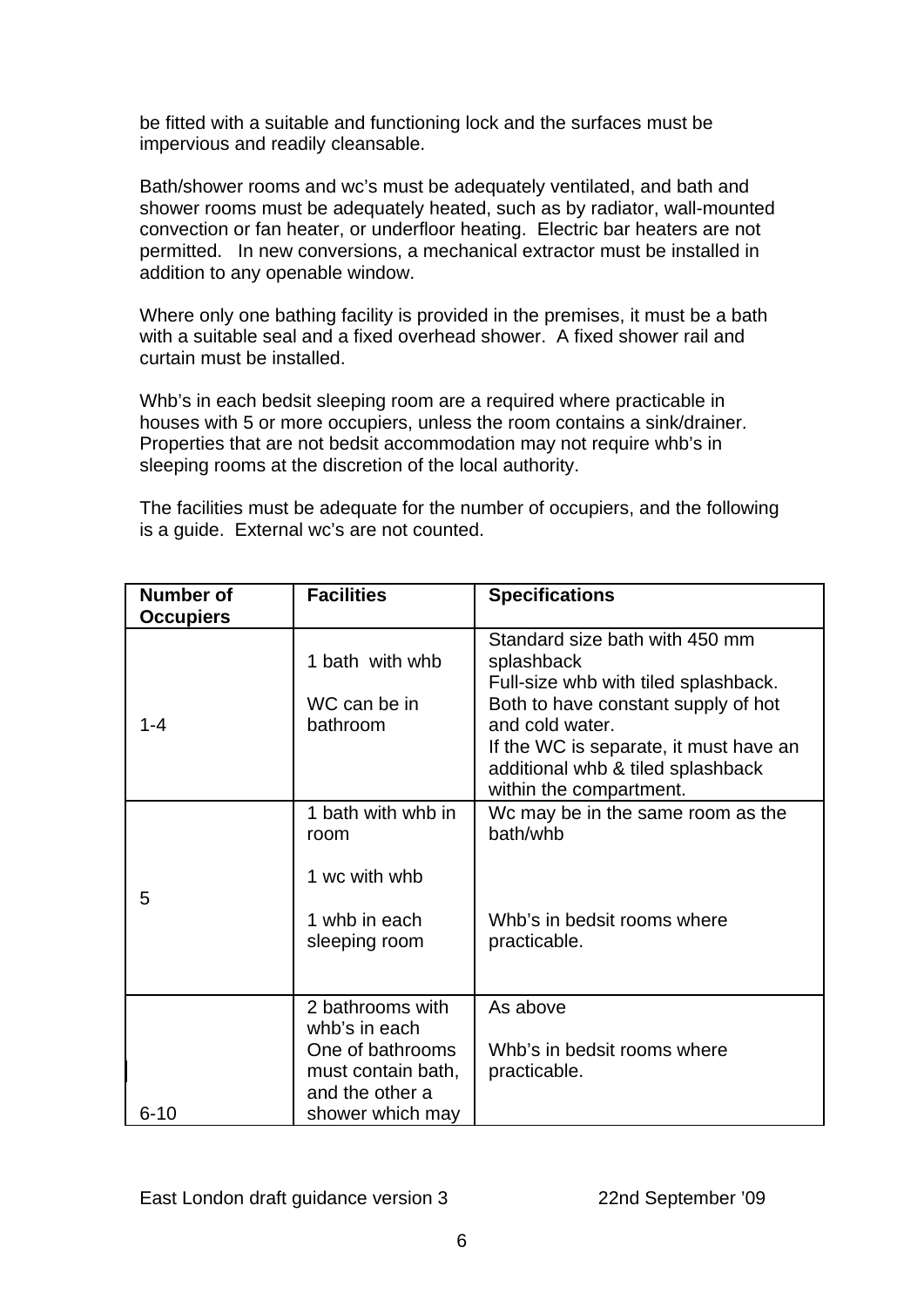be fitted with a suitable and functioning lock and the surfaces must be impervious and readily cleansable.

Bath/shower rooms and wc's must be adequately ventilated, and bath and shower rooms must be adequately heated, such as by radiator, wall-mounted convection or fan heater, or underfloor heating. Electric bar heaters are not permitted. In new conversions, a mechanical extractor must be installed in addition to any openable window.

Where only one bathing facility is provided in the premises, it must be a bath with a suitable seal and a fixed overhead shower. A fixed shower rail and curtain must be installed.

Whb's in each bedsit sleeping room are a required where practicable in houses with 5 or more occupiers, unless the room contains a sink/drainer. Properties that are not bedsit accommodation may not require whb's in sleeping rooms at the discretion of the local authority.

The facilities must be adequate for the number of occupiers, and the following is a guide. External wc's are not counted.

| Number of Occupiers | Facilities | Specifications |
|---|---|---|
| 1-4 | 1 bath with whb<br><br>WC can be in bathroom | Standard size bath with 450 mm splashback<br>Full-size whb with tiled splashback.<br>Both to have constant supply of hot and cold water.<br>If the WC is separate, it must have an additional whb & tiled splashback within the compartment. |
| 5 | 1 bath with whb in room<br><br>1 wc with whb<br><br>1 whb in each sleeping room | Wc may be in the same room as the bath/whb<br><br>Whb's in bedsit rooms where practicable. |
| 6-10 | 2 bathrooms with whb's in each<br>One of bathrooms must contain bath, and the other a shower which may | As above<br><br>Whb's in bedsit rooms where practicable. |

East London draft guidance version 3 22nd September '09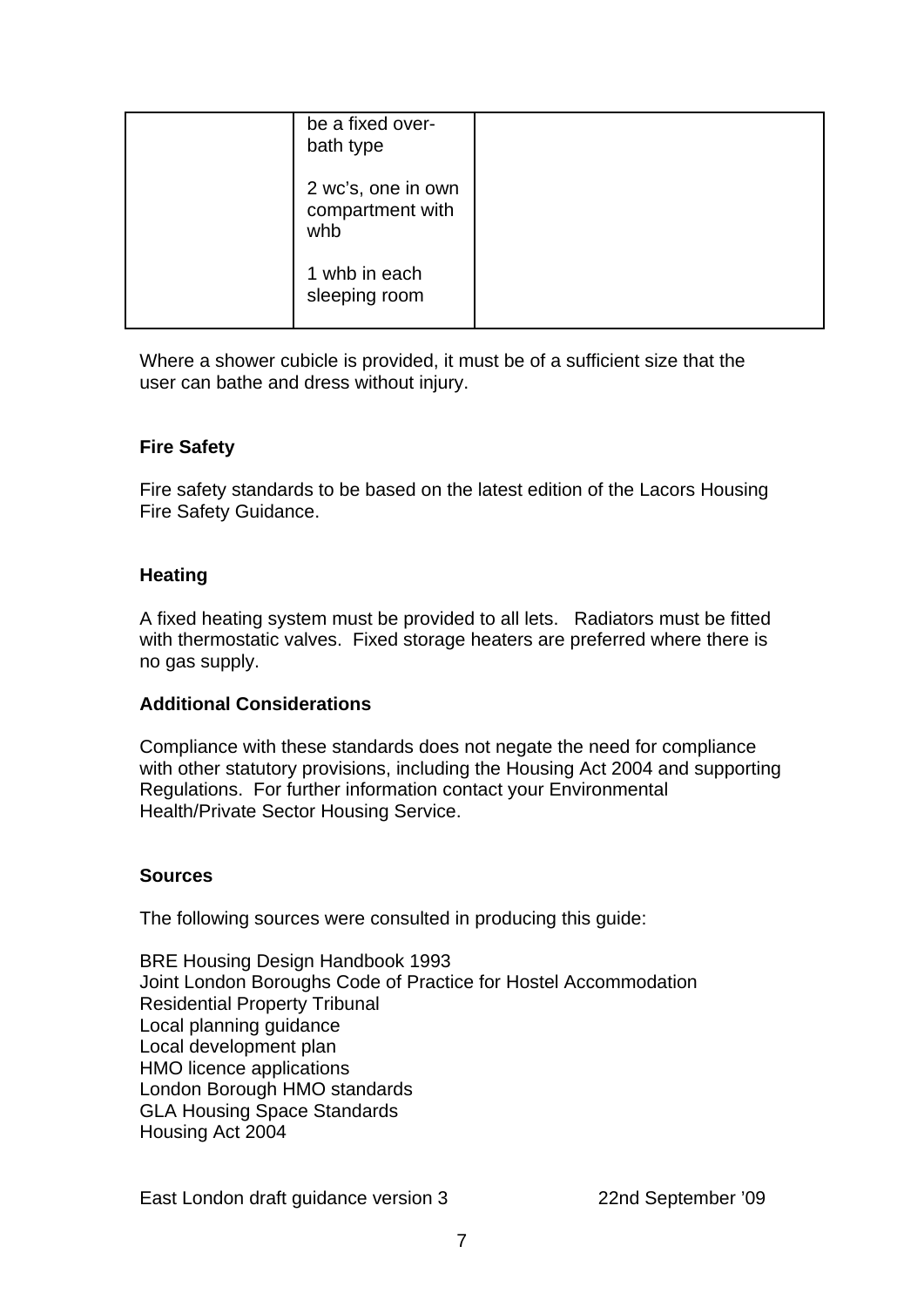|  | be a fixed over-bath type<br><br>2 wc's, one in own compartment with whb<br><br>1 whb in each sleeping room |  |
|---|---|---|

Where a shower cubicle is provided, it must be of a sufficient size that the user can bathe and dress without injury.

**Fire Safety**

Fire safety standards to be based on the latest edition of the Lacors Housing Fire Safety Guidance.

**Heating**

A fixed heating system must be provided to all lets. Radiators must be fitted with thermostatic valves. Fixed storage heaters are preferred where there is no gas supply.

**Additional Considerations**

Compliance with these standards does not negate the need for compliance with other statutory provisions, including the Housing Act 2004 and supporting Regulations. For further information contact your Environmental Health/Private Sector Housing Service.

**Sources**

The following sources were consulted in producing this guide:

BRE Housing Design Handbook 1993
Joint London Boroughs Code of Practice for Hostel Accommodation
Residential Property Tribunal
Local planning guidance
Local development plan
HMO licence applications
London Borough HMO standards
GLA Housing Space Standards
Housing Act 2004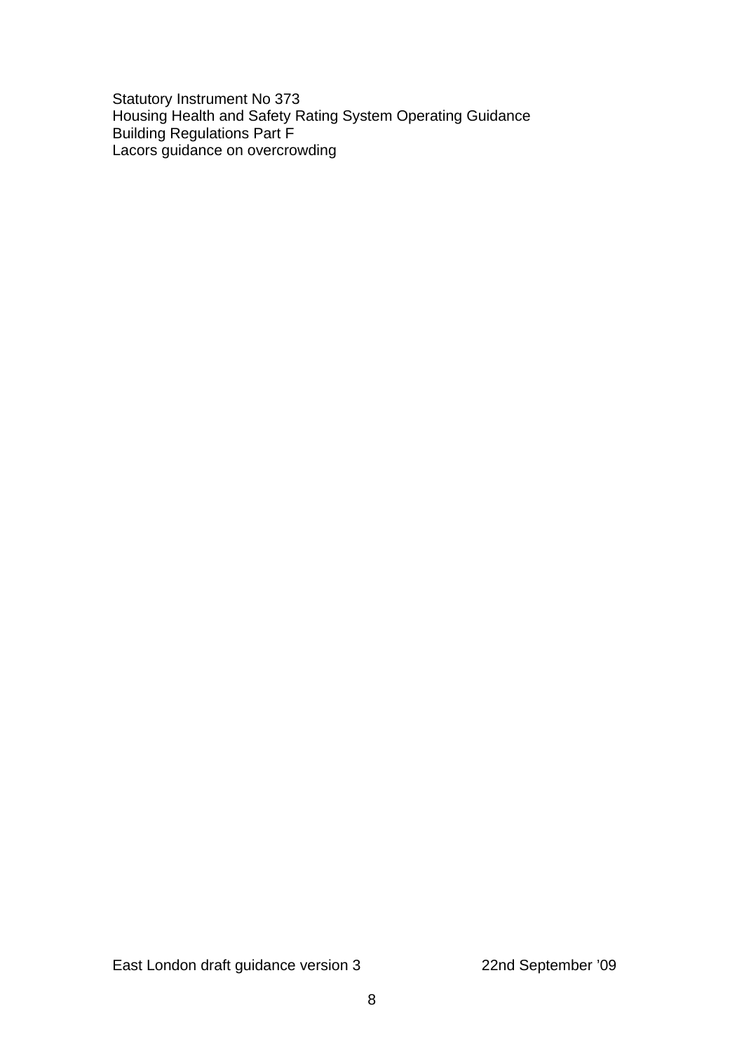Statutory Instrument No 373
Housing Health and Safety Rating System Operating Guidance
Building Regulations Part F
Lacors guidance on overcrowding